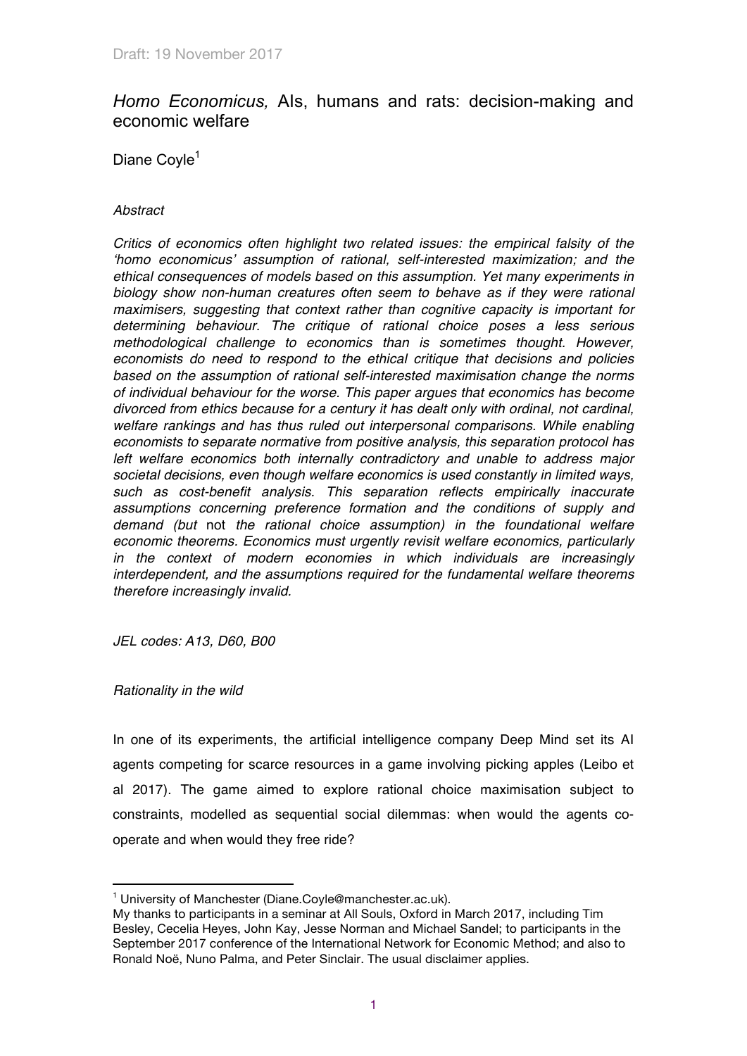Draft: 19 November 2017

# *Homo Economicus,* AIs, humans and rats: decision-making and economic welfare

Diane Coyle[1]

*Abstract*

*Critics of economics often highlight two related issues: the empirical falsity of the 'homo economicus' assumption of rational, self-interested maximization; and the ethical consequences of models based on this assumption. Yet many experiments in biology show non-human creatures often seem to behave as if they were rational maximisers, suggesting that context rather than cognitive capacity is important for determining behaviour. The critique of rational choice poses a less serious methodological challenge to economics than is sometimes thought. However, economists do need to respond to the ethical critique that decisions and policies based on the assumption of rational self-interested maximisation change the norms of individual behaviour for the worse. This paper argues that economics has become divorced from ethics because for a century it has dealt only with ordinal, not cardinal, welfare rankings and has thus ruled out interpersonal comparisons. While enabling economists to separate normative from positive analysis, this separation protocol has left welfare economics both internally contradictory and unable to address major societal decisions, even though welfare economics is used constantly in limited ways, such as cost-benefit analysis. This separation reflects empirically inaccurate assumptions concerning preference formation and the conditions of supply and demand (but* not *the rational choice assumption) in the foundational welfare economic theorems. Economics must urgently revisit welfare economics, particularly in the context of modern economies in which individuals are increasingly interdependent, and the assumptions required for the fundamental welfare theorems therefore increasingly invalid.*

*JEL codes: A13, D60, B00*

*Rationality in the wild*

In one of its experiments, the artificial intelligence company Deep Mind set its AI agents competing for scarce resources in a game involving picking apples (Leibo et al 2017). The game aimed to explore rational choice maximisation subject to constraints, modelled as sequential social dilemmas: when would the agents co-operate and when would they free ride?

---

[1] University of Manchester (Diane.Coyle@manchester.ac.uk).
My thanks to participants in a seminar at All Souls, Oxford in March 2017, including Tim Besley, Cecelia Heyes, John Kay, Jesse Norman and Michael Sandel; to participants in the September 2017 conference of the International Network for Economic Method; and also to Ronald Noë, Nuno Palma, and Peter Sinclair. The usual disclaimer applies.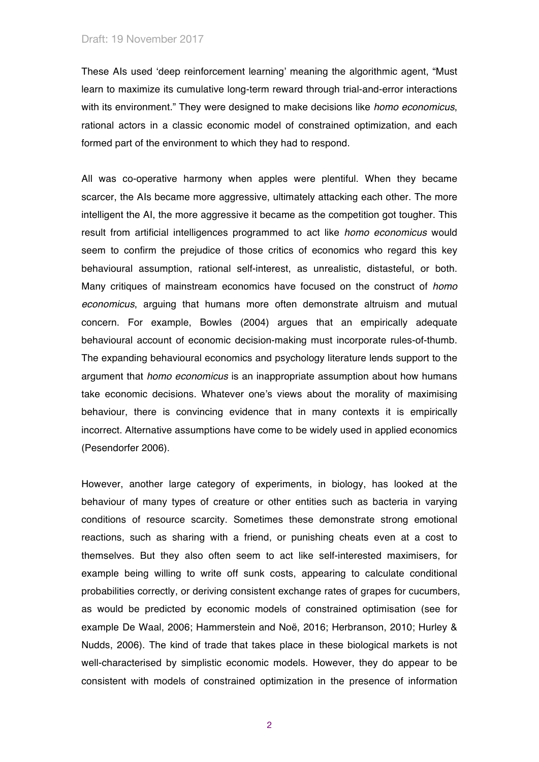These AIs used 'deep reinforcement learning' meaning the algorithmic agent, "Must learn to maximize its cumulative long-term reward through trial-and-error interactions with its environment." They were designed to make decisions like *homo economicus*, rational actors in a classic economic model of constrained optimization, and each formed part of the environment to which they had to respond.

All was co-operative harmony when apples were plentiful. When they became scarcer, the AIs became more aggressive, ultimately attacking each other. The more intelligent the AI, the more aggressive it became as the competition got tougher. This result from artificial intelligences programmed to act like *homo economicus* would seem to confirm the prejudice of those critics of economics who regard this key behavioural assumption, rational self-interest, as unrealistic, distasteful, or both. Many critiques of mainstream economics have focused on the construct of *homo economicus*, arguing that humans more often demonstrate altruism and mutual concern. For example, Bowles (2004) argues that an empirically adequate behavioural account of economic decision-making must incorporate rules-of-thumb. The expanding behavioural economics and psychology literature lends support to the argument that *homo economicus* is an inappropriate assumption about how humans take economic decisions. Whatever one's views about the morality of maximising behaviour, there is convincing evidence that in many contexts it is empirically incorrect. Alternative assumptions have come to be widely used in applied economics (Pesendorfer 2006).

However, another large category of experiments, in biology, has looked at the behaviour of many types of creature or other entities such as bacteria in varying conditions of resource scarcity. Sometimes these demonstrate strong emotional reactions, such as sharing with a friend, or punishing cheats even at a cost to themselves. But they also often seem to act like self-interested maximisers, for example being willing to write off sunk costs, appearing to calculate conditional probabilities correctly, or deriving consistent exchange rates of grapes for cucumbers, as would be predicted by economic models of constrained optimisation (see for example De Waal, 2006; Hammerstein and Noë, 2016; Herbranson, 2010; Hurley & Nudds, 2006). The kind of trade that takes place in these biological markets is not well-characterised by simplistic economic models. However, they do appear to be consistent with models of constrained optimization in the presence of information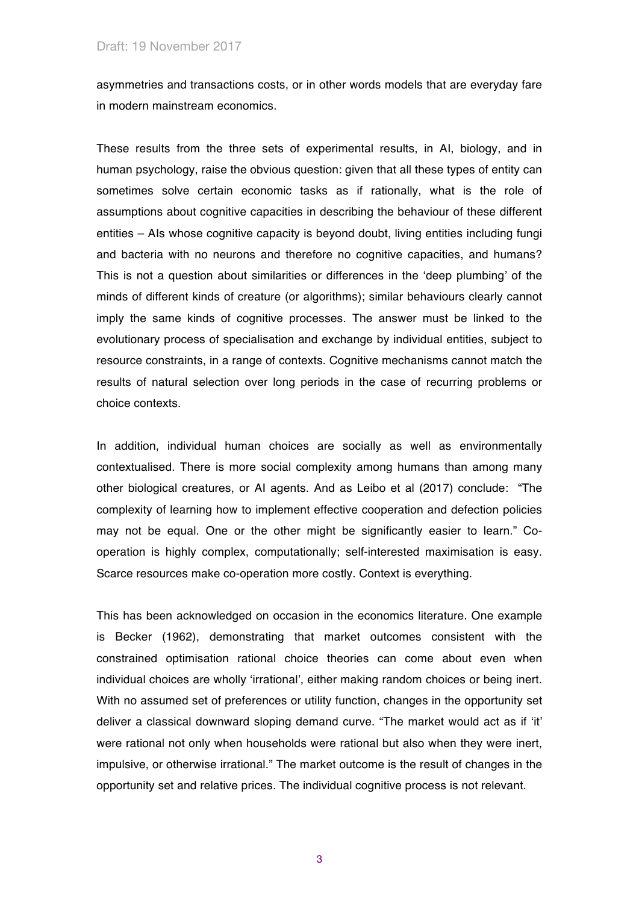asymmetries and transactions costs, or in other words models that are everyday fare in modern mainstream economics.

These results from the three sets of experimental results, in AI, biology, and in human psychology, raise the obvious question: given that all these types of entity can sometimes solve certain economic tasks as if rationally, what is the role of assumptions about cognitive capacities in describing the behaviour of these different entities – AIs whose cognitive capacity is beyond doubt, living entities including fungi and bacteria with no neurons and therefore no cognitive capacities, and humans? This is not a question about similarities or differences in the 'deep plumbing' of the minds of different kinds of creature (or algorithms); similar behaviours clearly cannot imply the same kinds of cognitive processes. The answer must be linked to the evolutionary process of specialisation and exchange by individual entities, subject to resource constraints, in a range of contexts. Cognitive mechanisms cannot match the results of natural selection over long periods in the case of recurring problems or choice contexts.

In addition, individual human choices are socially as well as environmentally contextualised. There is more social complexity among humans than among many other biological creatures, or AI agents. And as Leibo et al (2017) conclude: "The complexity of learning how to implement effective cooperation and defection policies may not be equal. One or the other might be significantly easier to learn." Co-operation is highly complex, computationally; self-interested maximisation is easy. Scarce resources make co-operation more costly. Context is everything.

This has been acknowledged on occasion in the economics literature. One example is Becker (1962), demonstrating that market outcomes consistent with the constrained optimisation rational choice theories can come about even when individual choices are wholly 'irrational', either making random choices or being inert. With no assumed set of preferences or utility function, changes in the opportunity set deliver a classical downward sloping demand curve. "The market would act as if 'it' were rational not only when households were rational but also when they were inert, impulsive, or otherwise irrational." The market outcome is the result of changes in the opportunity set and relative prices. The individual cognitive process is not relevant.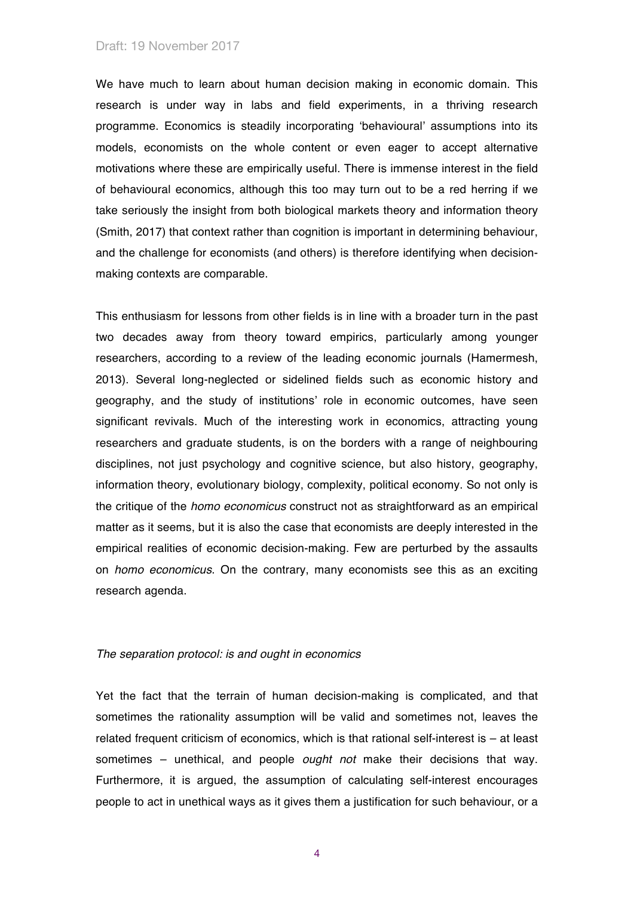We have much to learn about human decision making in economic domain. This research is under way in labs and field experiments, in a thriving research programme. Economics is steadily incorporating 'behavioural' assumptions into its models, economists on the whole content or even eager to accept alternative motivations where these are empirically useful. There is immense interest in the field of behavioural economics, although this too may turn out to be a red herring if we take seriously the insight from both biological markets theory and information theory (Smith, 2017) that context rather than cognition is important in determining behaviour, and the challenge for economists (and others) is therefore identifying when decision-making contexts are comparable.

This enthusiasm for lessons from other fields is in line with a broader turn in the past two decades away from theory toward empirics, particularly among younger researchers, according to a review of the leading economic journals (Hamermesh, 2013). Several long-neglected or sidelined fields such as economic history and geography, and the study of institutions' role in economic outcomes, have seen significant revivals. Much of the interesting work in economics, attracting young researchers and graduate students, is on the borders with a range of neighbouring disciplines, not just psychology and cognitive science, but also history, geography, information theory, evolutionary biology, complexity, political economy. So not only is the critique of the *homo economicus* construct not as straightforward as an empirical matter as it seems, but it is also the case that economists are deeply interested in the empirical realities of economic decision-making. Few are perturbed by the assaults on *homo economicus*. On the contrary, many economists see this as an exciting research agenda.

*The separation protocol: is and ought in economics*

Yet the fact that the terrain of human decision-making is complicated, and that sometimes the rationality assumption will be valid and sometimes not, leaves the related frequent criticism of economics, which is that rational self-interest is – at least sometimes – unethical, and people *ought not* make their decisions that way. Furthermore, it is argued, the assumption of calculating self-interest encourages people to act in unethical ways as it gives them a justification for such behaviour, or a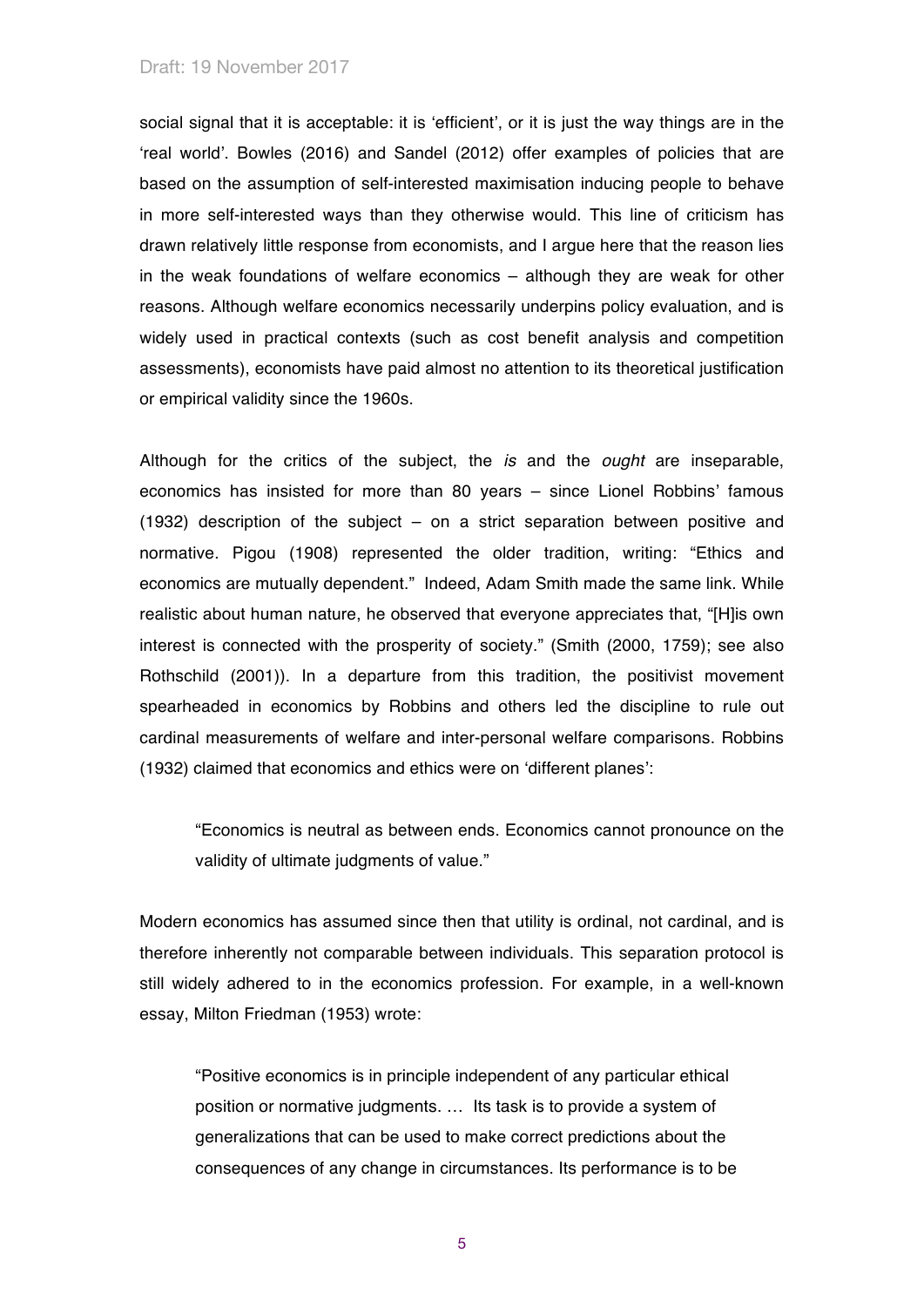social signal that it is acceptable: it is 'efficient', or it is just the way things are in the 'real world'. Bowles (2016) and Sandel (2012) offer examples of policies that are based on the assumption of self-interested maximisation inducing people to behave in more self-interested ways than they otherwise would. This line of criticism has drawn relatively little response from economists, and I argue here that the reason lies in the weak foundations of welfare economics – although they are weak for other reasons. Although welfare economics necessarily underpins policy evaluation, and is widely used in practical contexts (such as cost benefit analysis and competition assessments), economists have paid almost no attention to its theoretical justification or empirical validity since the 1960s.

Although for the critics of the subject, the *is* and the *ought* are inseparable, economics has insisted for more than 80 years – since Lionel Robbins' famous (1932) description of the subject – on a strict separation between positive and normative. Pigou (1908) represented the older tradition, writing: "Ethics and economics are mutually dependent." Indeed, Adam Smith made the same link. While realistic about human nature, he observed that everyone appreciates that, "[H]is own interest is connected with the prosperity of society." (Smith (2000, 1759); see also Rothschild (2001)). In a departure from this tradition, the positivist movement spearheaded in economics by Robbins and others led the discipline to rule out cardinal measurements of welfare and inter-personal welfare comparisons. Robbins (1932) claimed that economics and ethics were on 'different planes':

> "Economics is neutral as between ends. Economics cannot pronounce on the validity of ultimate judgments of value."

Modern economics has assumed since then that utility is ordinal, not cardinal, and is therefore inherently not comparable between individuals. This separation protocol is still widely adhered to in the economics profession. For example, in a well-known essay, Milton Friedman (1953) wrote:

> "Positive economics is in principle independent of any particular ethical position or normative judgments. … Its task is to provide a system of generalizations that can be used to make correct predictions about the consequences of any change in circumstances. Its performance is to be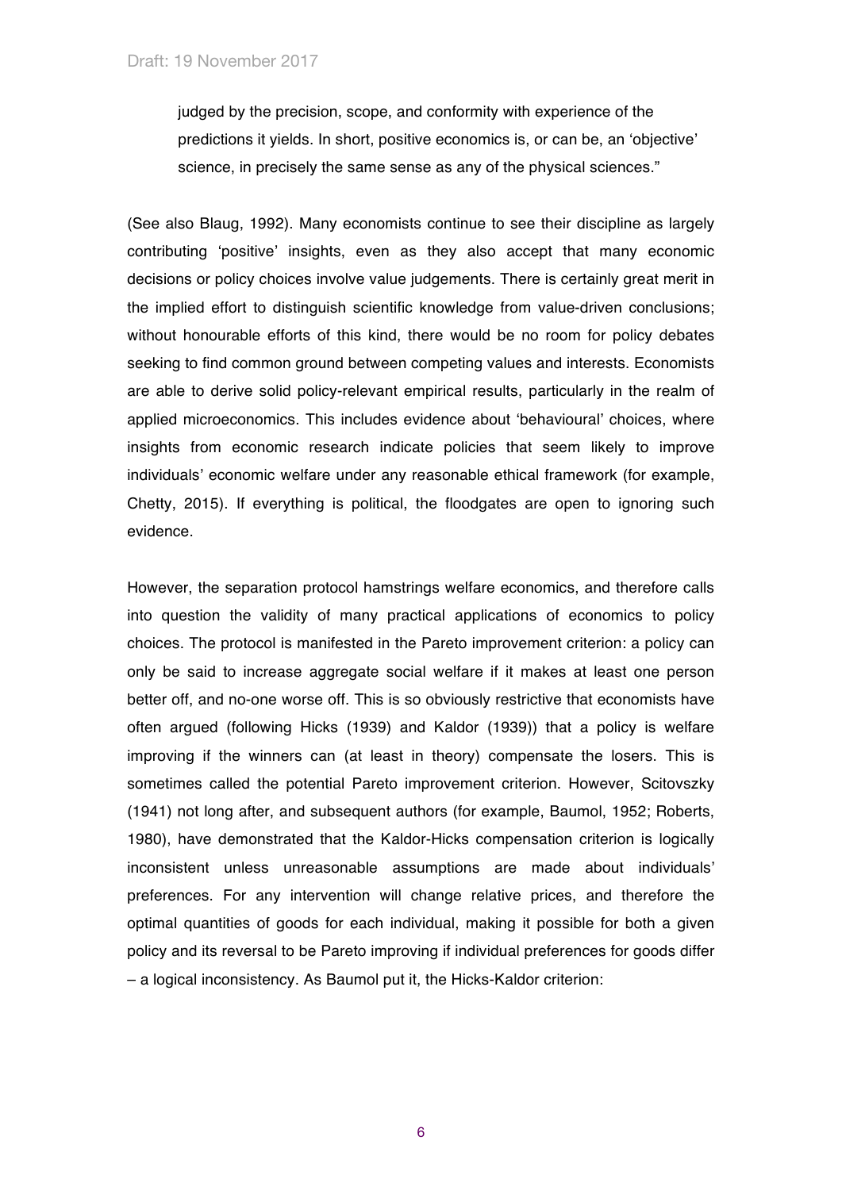> judged by the precision, scope, and conformity with experience of the predictions it yields. In short, positive economics is, or can be, an 'objective' science, in precisely the same sense as any of the physical sciences."

(See also Blaug, 1992). Many economists continue to see their discipline as largely contributing 'positive' insights, even as they also accept that many economic decisions or policy choices involve value judgements. There is certainly great merit in the implied effort to distinguish scientific knowledge from value-driven conclusions; without honourable efforts of this kind, there would be no room for policy debates seeking to find common ground between competing values and interests. Economists are able to derive solid policy-relevant empirical results, particularly in the realm of applied microeconomics. This includes evidence about 'behavioural' choices, where insights from economic research indicate policies that seem likely to improve individuals' economic welfare under any reasonable ethical framework (for example, Chetty, 2015). If everything is political, the floodgates are open to ignoring such evidence.

However, the separation protocol hamstrings welfare economics, and therefore calls into question the validity of many practical applications of economics to policy choices. The protocol is manifested in the Pareto improvement criterion: a policy can only be said to increase aggregate social welfare if it makes at least one person better off, and no-one worse off. This is so obviously restrictive that economists have often argued (following Hicks (1939) and Kaldor (1939)) that a policy is welfare improving if the winners can (at least in theory) compensate the losers. This is sometimes called the potential Pareto improvement criterion. However, Scitovszky (1941) not long after, and subsequent authors (for example, Baumol, 1952; Roberts, 1980), have demonstrated that the Kaldor-Hicks compensation criterion is logically inconsistent unless unreasonable assumptions are made about individuals' preferences. For any intervention will change relative prices, and therefore the optimal quantities of goods for each individual, making it possible for both a given policy and its reversal to be Pareto improving if individual preferences for goods differ – a logical inconsistency. As Baumol put it, the Hicks-Kaldor criterion: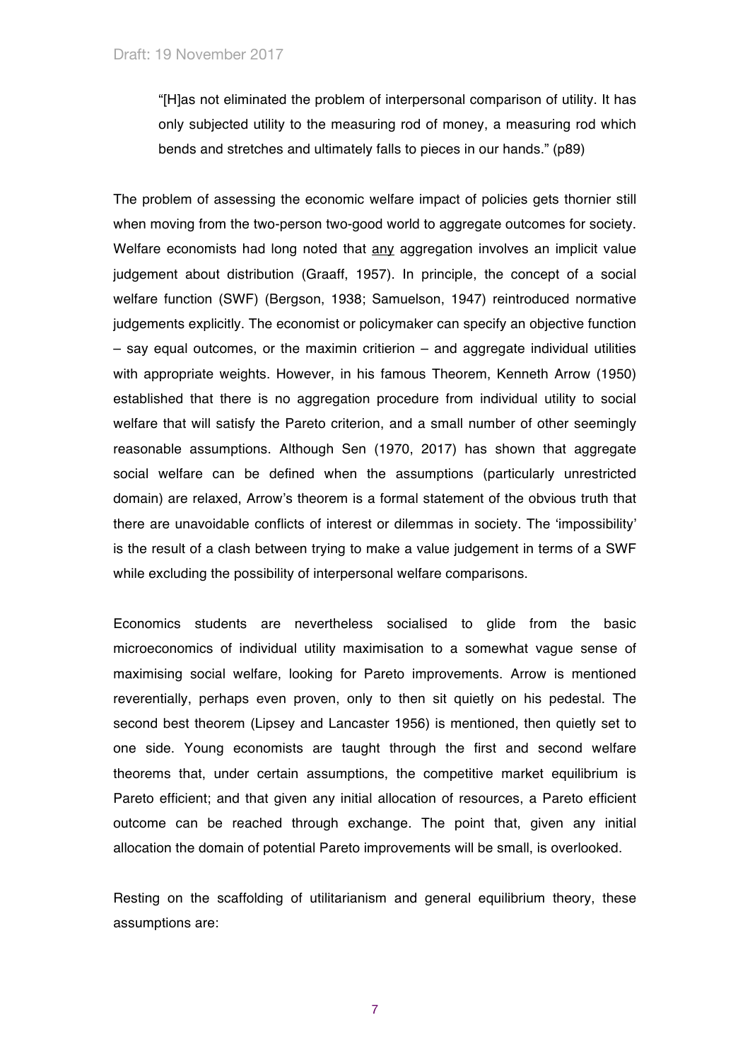> "[H]as not eliminated the problem of interpersonal comparison of utility. It has only subjected utility to the measuring rod of money, a measuring rod which bends and stretches and ultimately falls to pieces in our hands." (p89)

The problem of assessing the economic welfare impact of policies gets thornier still when moving from the two-person two-good world to aggregate outcomes for society. Welfare economists had long noted that <u>any</u> aggregation involves an implicit value judgement about distribution (Graaff, 1957). In principle, the concept of a social welfare function (SWF) (Bergson, 1938; Samuelson, 1947) reintroduced normative judgements explicitly. The economist or policymaker can specify an objective function – say equal outcomes, or the maximin critierion – and aggregate individual utilities with appropriate weights. However, in his famous Theorem, Kenneth Arrow (1950) established that there is no aggregation procedure from individual utility to social welfare that will satisfy the Pareto criterion, and a small number of other seemingly reasonable assumptions. Although Sen (1970, 2017) has shown that aggregate social welfare can be defined when the assumptions (particularly unrestricted domain) are relaxed, Arrow's theorem is a formal statement of the obvious truth that there are unavoidable conflicts of interest or dilemmas in society. The 'impossibility' is the result of a clash between trying to make a value judgement in terms of a SWF while excluding the possibility of interpersonal welfare comparisons.

Economics students are nevertheless socialised to glide from the basic microeconomics of individual utility maximisation to a somewhat vague sense of maximising social welfare, looking for Pareto improvements. Arrow is mentioned reverentially, perhaps even proven, only to then sit quietly on his pedestal. The second best theorem (Lipsey and Lancaster 1956) is mentioned, then quietly set to one side. Young economists are taught through the first and second welfare theorems that, under certain assumptions, the competitive market equilibrium is Pareto efficient; and that given any initial allocation of resources, a Pareto efficient outcome can be reached through exchange. The point that, given any initial allocation the domain of potential Pareto improvements will be small, is overlooked.

Resting on the scaffolding of utilitarianism and general equilibrium theory, these assumptions are: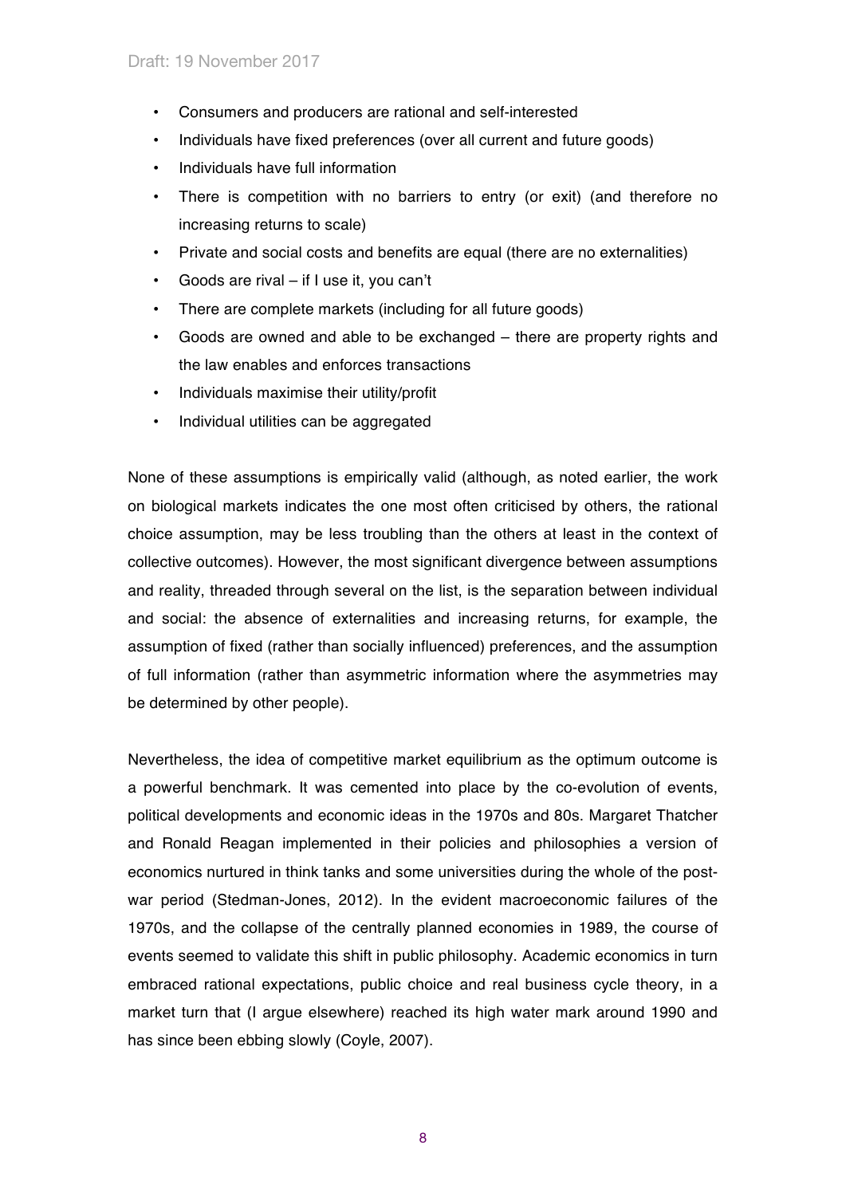- Consumers and producers are rational and self-interested
- Individuals have fixed preferences (over all current and future goods)
- Individuals have full information
- There is competition with no barriers to entry (or exit) (and therefore no increasing returns to scale)
- Private and social costs and benefits are equal (there are no externalities)
- Goods are rival – if I use it, you can't
- There are complete markets (including for all future goods)
- Goods are owned and able to be exchanged – there are property rights and the law enables and enforces transactions
- Individuals maximise their utility/profit
- Individual utilities can be aggregated

None of these assumptions is empirically valid (although, as noted earlier, the work on biological markets indicates the one most often criticised by others, the rational choice assumption, may be less troubling than the others at least in the context of collective outcomes). However, the most significant divergence between assumptions and reality, threaded through several on the list, is the separation between individual and social: the absence of externalities and increasing returns, for example, the assumption of fixed (rather than socially influenced) preferences, and the assumption of full information (rather than asymmetric information where the asymmetries may be determined by other people).

Nevertheless, the idea of competitive market equilibrium as the optimum outcome is a powerful benchmark. It was cemented into place by the co-evolution of events, political developments and economic ideas in the 1970s and 80s. Margaret Thatcher and Ronald Reagan implemented in their policies and philosophies a version of economics nurtured in think tanks and some universities during the whole of the post-war period (Stedman-Jones, 2012). In the evident macroeconomic failures of the 1970s, and the collapse of the centrally planned economies in 1989, the course of events seemed to validate this shift in public philosophy. Academic economics in turn embraced rational expectations, public choice and real business cycle theory, in a market turn that (I argue elsewhere) reached its high water mark around 1990 and has since been ebbing slowly (Coyle, 2007).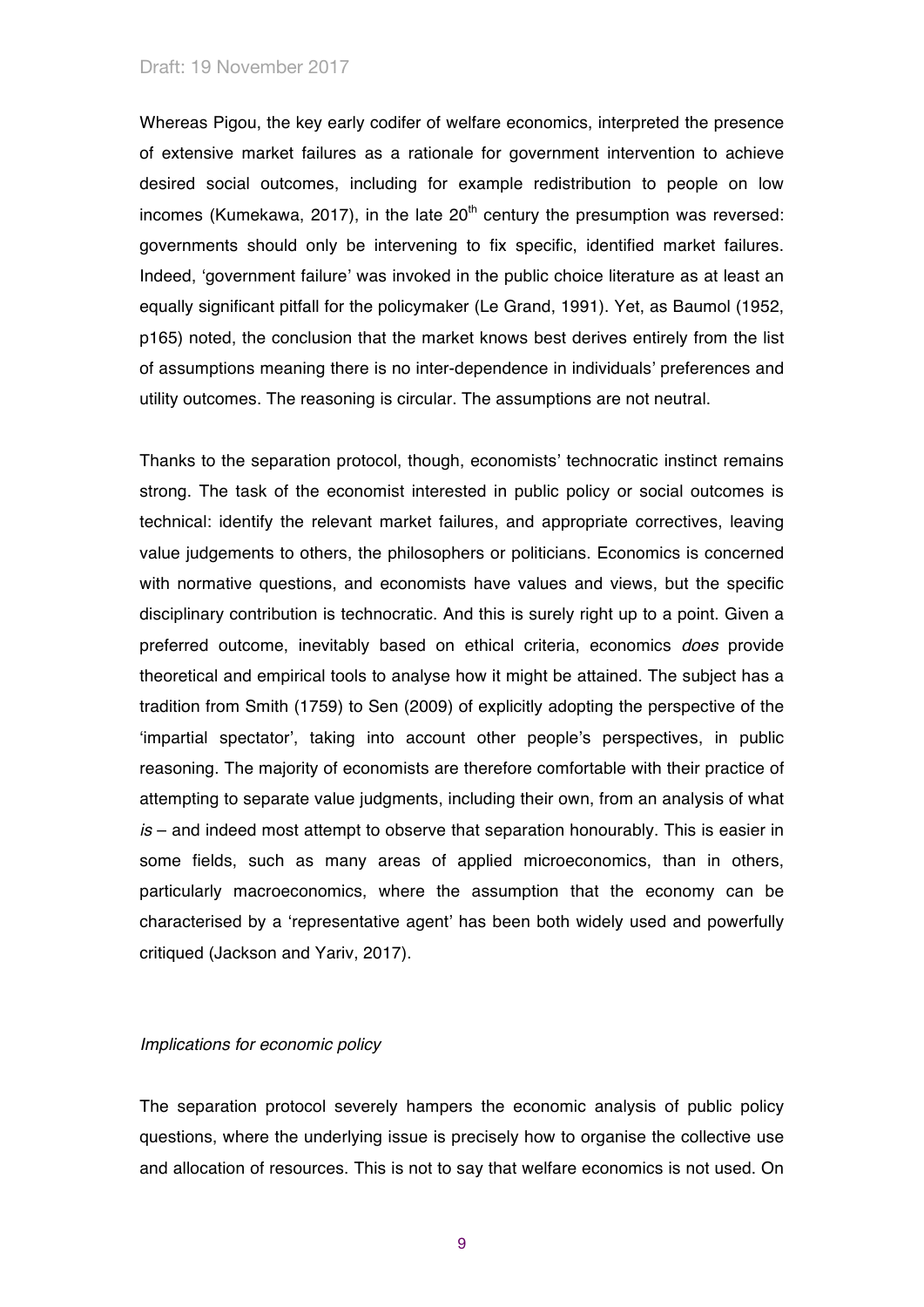Whereas Pigou, the key early codifer of welfare economics, interpreted the presence of extensive market failures as a rationale for government intervention to achieve desired social outcomes, including for example redistribution to people on low incomes (Kumekawa, 2017), in the late 20$^{th}$ century the presumption was reversed: governments should only be intervening to fix specific, identified market failures. Indeed, 'government failure' was invoked in the public choice literature as at least an equally significant pitfall for the policymaker (Le Grand, 1991). Yet, as Baumol (1952, p165) noted, the conclusion that the market knows best derives entirely from the list of assumptions meaning there is no inter-dependence in individuals' preferences and utility outcomes. The reasoning is circular. The assumptions are not neutral.

Thanks to the separation protocol, though, economists' technocratic instinct remains strong. The task of the economist interested in public policy or social outcomes is technical: identify the relevant market failures, and appropriate correctives, leaving value judgements to others, the philosophers or politicians. Economics is concerned with normative questions, and economists have values and views, but the specific disciplinary contribution is technocratic. And this is surely right up to a point. Given a preferred outcome, inevitably based on ethical criteria, economics *does* provide theoretical and empirical tools to analyse how it might be attained. The subject has a tradition from Smith (1759) to Sen (2009) of explicitly adopting the perspective of the 'impartial spectator', taking into account other people's perspectives, in public reasoning. The majority of economists are therefore comfortable with their practice of attempting to separate value judgments, including their own, from an analysis of what *is* – and indeed most attempt to observe that separation honourably. This is easier in some fields, such as many areas of applied microeconomics, than in others, particularly macroeconomics, where the assumption that the economy can be characterised by a 'representative agent' has been both widely used and powerfully critiqued (Jackson and Yariv, 2017).

*Implications for economic policy*

The separation protocol severely hampers the economic analysis of public policy questions, where the underlying issue is precisely how to organise the collective use and allocation of resources. This is not to say that welfare economics is not used. On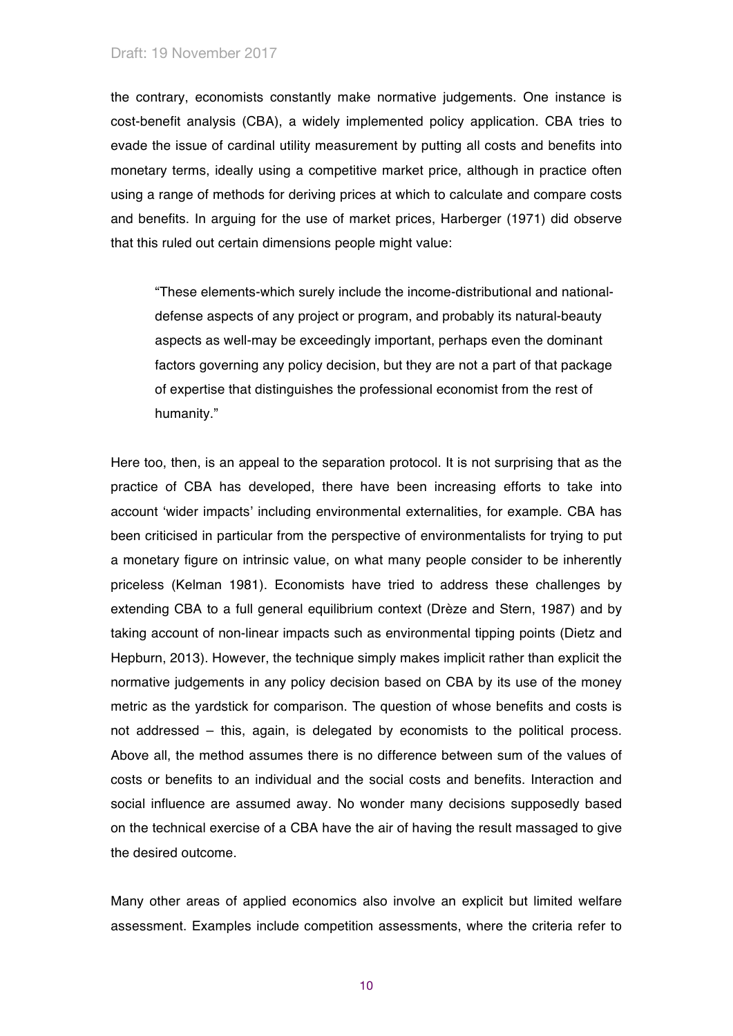the contrary, economists constantly make normative judgements. One instance is cost-benefit analysis (CBA), a widely implemented policy application. CBA tries to evade the issue of cardinal utility measurement by putting all costs and benefits into monetary terms, ideally using a competitive market price, although in practice often using a range of methods for deriving prices at which to calculate and compare costs and benefits. In arguing for the use of market prices, Harberger (1971) did observe that this ruled out certain dimensions people might value:

> "These elements-which surely include the income-distributional and national-defense aspects of any project or program, and probably its natural-beauty aspects as well-may be exceedingly important, perhaps even the dominant factors governing any policy decision, but they are not a part of that package of expertise that distinguishes the professional economist from the rest of humanity."

Here too, then, is an appeal to the separation protocol. It is not surprising that as the practice of CBA has developed, there have been increasing efforts to take into account 'wider impacts' including environmental externalities, for example. CBA has been criticised in particular from the perspective of environmentalists for trying to put a monetary figure on intrinsic value, on what many people consider to be inherently priceless (Kelman 1981). Economists have tried to address these challenges by extending CBA to a full general equilibrium context (Drèze and Stern, 1987) and by taking account of non-linear impacts such as environmental tipping points (Dietz and Hepburn, 2013). However, the technique simply makes implicit rather than explicit the normative judgements in any policy decision based on CBA by its use of the money metric as the yardstick for comparison. The question of whose benefits and costs is not addressed – this, again, is delegated by economists to the political process. Above all, the method assumes there is no difference between sum of the values of costs or benefits to an individual and the social costs and benefits. Interaction and social influence are assumed away. No wonder many decisions supposedly based on the technical exercise of a CBA have the air of having the result massaged to give the desired outcome.

Many other areas of applied economics also involve an explicit but limited welfare assessment. Examples include competition assessments, where the criteria refer to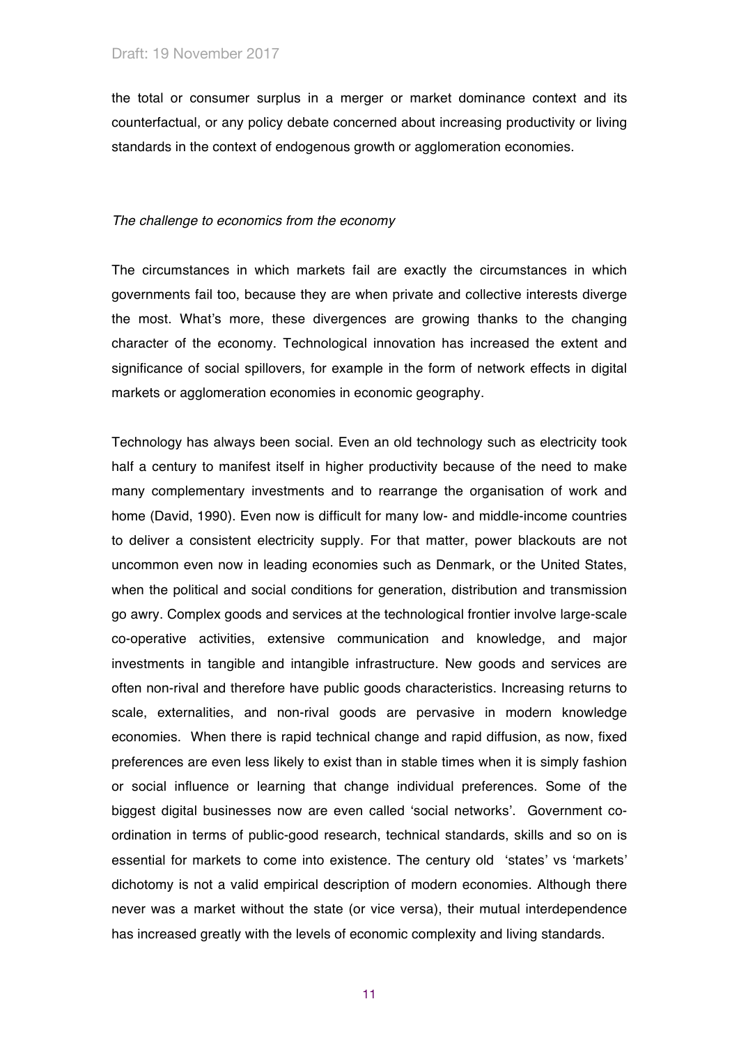the total or consumer surplus in a merger or market dominance context and its counterfactual, or any policy debate concerned about increasing productivity or living standards in the context of endogenous growth or agglomeration economies.

*The challenge to economics from the economy*

The circumstances in which markets fail are exactly the circumstances in which governments fail too, because they are when private and collective interests diverge the most. What's more, these divergences are growing thanks to the changing character of the economy. Technological innovation has increased the extent and significance of social spillovers, for example in the form of network effects in digital markets or agglomeration economies in economic geography.

Technology has always been social. Even an old technology such as electricity took half a century to manifest itself in higher productivity because of the need to make many complementary investments and to rearrange the organisation of work and home (David, 1990). Even now is difficult for many low- and middle-income countries to deliver a consistent electricity supply. For that matter, power blackouts are not uncommon even now in leading economies such as Denmark, or the United States, when the political and social conditions for generation, distribution and transmission go awry. Complex goods and services at the technological frontier involve large-scale co-operative activities, extensive communication and knowledge, and major investments in tangible and intangible infrastructure. New goods and services are often non-rival and therefore have public goods characteristics. Increasing returns to scale, externalities, and non-rival goods are pervasive in modern knowledge economies. When there is rapid technical change and rapid diffusion, as now, fixed preferences are even less likely to exist than in stable times when it is simply fashion or social influence or learning that change individual preferences. Some of the biggest digital businesses now are even called 'social networks'. Government co-ordination in terms of public-good research, technical standards, skills and so on is essential for markets to come into existence. The century old 'states' vs 'markets' dichotomy is not a valid empirical description of modern economies. Although there never was a market without the state (or vice versa), their mutual interdependence has increased greatly with the levels of economic complexity and living standards.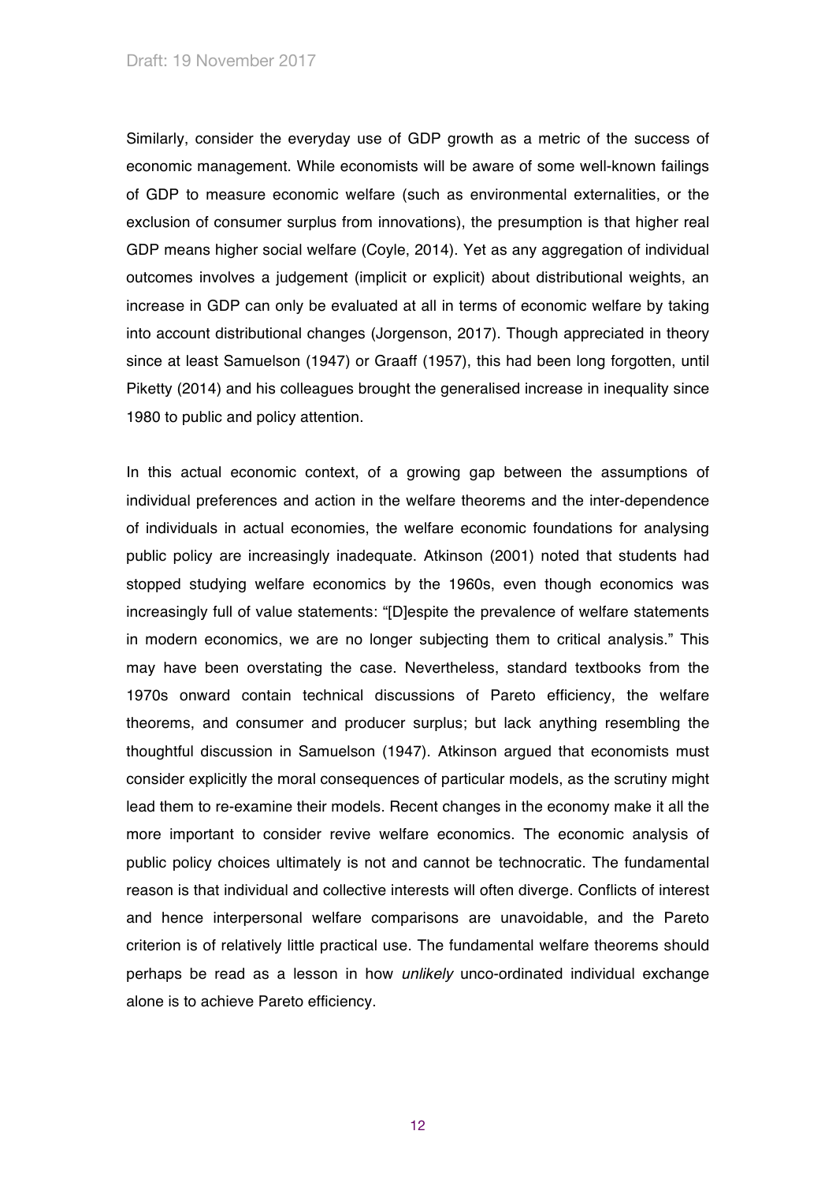Similarly, consider the everyday use of GDP growth as a metric of the success of economic management. While economists will be aware of some well-known failings of GDP to measure economic welfare (such as environmental externalities, or the exclusion of consumer surplus from innovations), the presumption is that higher real GDP means higher social welfare (Coyle, 2014). Yet as any aggregation of individual outcomes involves a judgement (implicit or explicit) about distributional weights, an increase in GDP can only be evaluated at all in terms of economic welfare by taking into account distributional changes (Jorgenson, 2017). Though appreciated in theory since at least Samuelson (1947) or Graaff (1957), this had been long forgotten, until Piketty (2014) and his colleagues brought the generalised increase in inequality since 1980 to public and policy attention.

In this actual economic context, of a growing gap between the assumptions of individual preferences and action in the welfare theorems and the inter-dependence of individuals in actual economies, the welfare economic foundations for analysing public policy are increasingly inadequate. Atkinson (2001) noted that students had stopped studying welfare economics by the 1960s, even though economics was increasingly full of value statements: "[D]espite the prevalence of welfare statements in modern economics, we are no longer subjecting them to critical analysis." This may have been overstating the case. Nevertheless, standard textbooks from the 1970s onward contain technical discussions of Pareto efficiency, the welfare theorems, and consumer and producer surplus; but lack anything resembling the thoughtful discussion in Samuelson (1947). Atkinson argued that economists must consider explicitly the moral consequences of particular models, as the scrutiny might lead them to re-examine their models. Recent changes in the economy make it all the more important to consider revive welfare economics. The economic analysis of public policy choices ultimately is not and cannot be technocratic. The fundamental reason is that individual and collective interests will often diverge. Conflicts of interest and hence interpersonal welfare comparisons are unavoidable, and the Pareto criterion is of relatively little practical use. The fundamental welfare theorems should perhaps be read as a lesson in how *unlikely* unco-ordinated individual exchange alone is to achieve Pareto efficiency.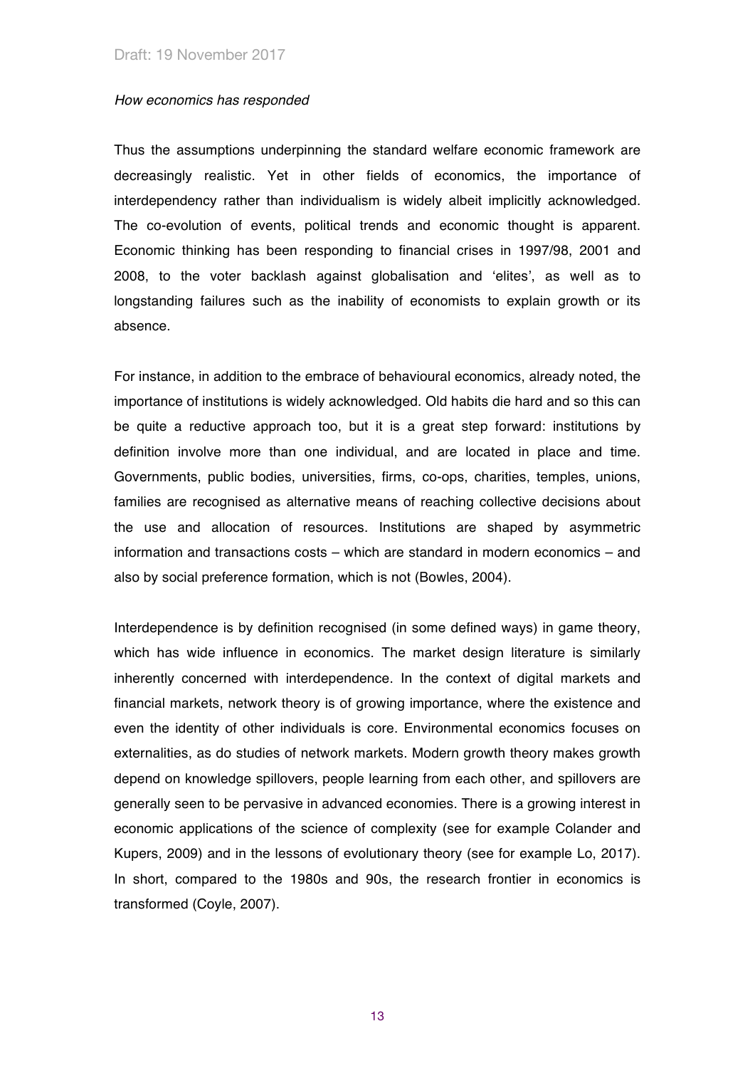*How economics has responded*

Thus the assumptions underpinning the standard welfare economic framework are decreasingly realistic. Yet in other fields of economics, the importance of interdependency rather than individualism is widely albeit implicitly acknowledged. The co-evolution of events, political trends and economic thought is apparent. Economic thinking has been responding to financial crises in 1997/98, 2001 and 2008, to the voter backlash against globalisation and 'elites', as well as to longstanding failures such as the inability of economists to explain growth or its absence.

For instance, in addition to the embrace of behavioural economics, already noted, the importance of institutions is widely acknowledged. Old habits die hard and so this can be quite a reductive approach too, but it is a great step forward: institutions by definition involve more than one individual, and are located in place and time. Governments, public bodies, universities, firms, co-ops, charities, temples, unions, families are recognised as alternative means of reaching collective decisions about the use and allocation of resources. Institutions are shaped by asymmetric information and transactions costs – which are standard in modern economics – and also by social preference formation, which is not (Bowles, 2004).

Interdependence is by definition recognised (in some defined ways) in game theory, which has wide influence in economics. The market design literature is similarly inherently concerned with interdependence. In the context of digital markets and financial markets, network theory is of growing importance, where the existence and even the identity of other individuals is core. Environmental economics focuses on externalities, as do studies of network markets. Modern growth theory makes growth depend on knowledge spillovers, people learning from each other, and spillovers are generally seen to be pervasive in advanced economies. There is a growing interest in economic applications of the science of complexity (see for example Colander and Kupers, 2009) and in the lessons of evolutionary theory (see for example Lo, 2017). In short, compared to the 1980s and 90s, the research frontier in economics is transformed (Coyle, 2007).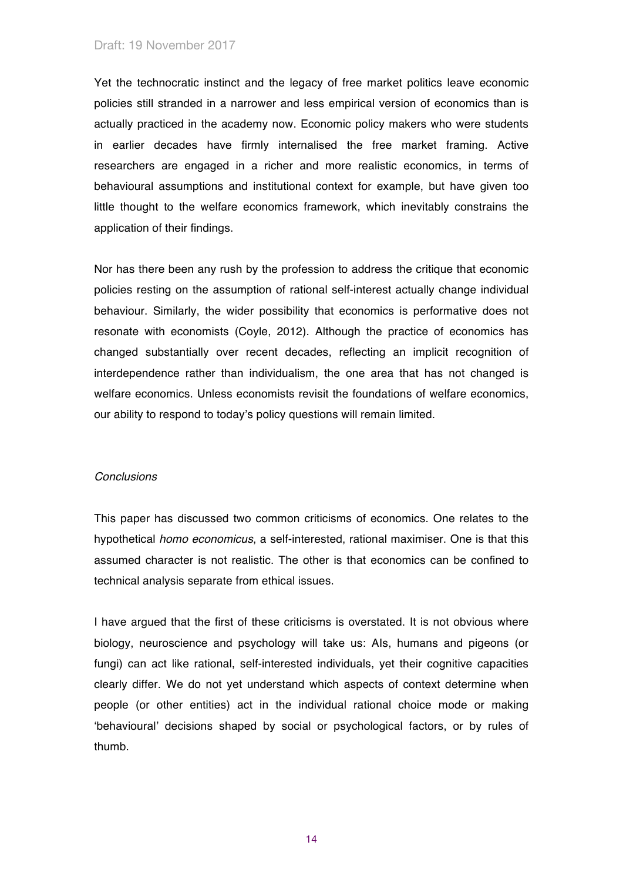Yet the technocratic instinct and the legacy of free market politics leave economic policies still stranded in a narrower and less empirical version of economics than is actually practiced in the academy now. Economic policy makers who were students in earlier decades have firmly internalised the free market framing. Active researchers are engaged in a richer and more realistic economics, in terms of behavioural assumptions and institutional context for example, but have given too little thought to the welfare economics framework, which inevitably constrains the application of their findings.

Nor has there been any rush by the profession to address the critique that economic policies resting on the assumption of rational self-interest actually change individual behaviour. Similarly, the wider possibility that economics is performative does not resonate with economists (Coyle, 2012). Although the practice of economics has changed substantially over recent decades, reflecting an implicit recognition of interdependence rather than individualism, the one area that has not changed is welfare economics. Unless economists revisit the foundations of welfare economics, our ability to respond to today's policy questions will remain limited.

*Conclusions*

This paper has discussed two common criticisms of economics. One relates to the hypothetical *homo economicus*, a self-interested, rational maximiser. One is that this assumed character is not realistic. The other is that economics can be confined to technical analysis separate from ethical issues.

I have argued that the first of these criticisms is overstated. It is not obvious where biology, neuroscience and psychology will take us: AIs, humans and pigeons (or fungi) can act like rational, self-interested individuals, yet their cognitive capacities clearly differ. We do not yet understand which aspects of context determine when people (or other entities) act in the individual rational choice mode or making 'behavioural' decisions shaped by social or psychological factors, or by rules of thumb.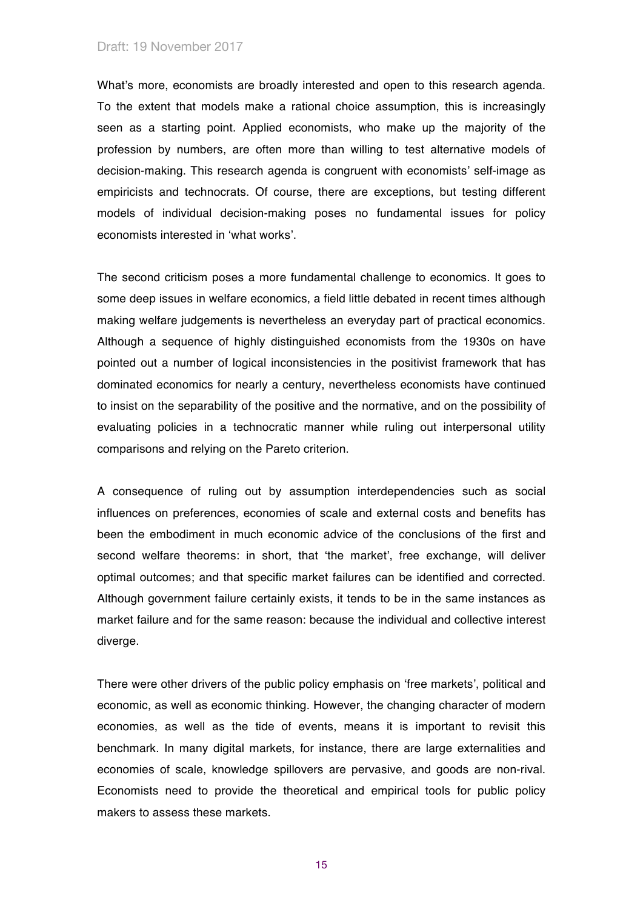What's more, economists are broadly interested and open to this research agenda. To the extent that models make a rational choice assumption, this is increasingly seen as a starting point. Applied economists, who make up the majority of the profession by numbers, are often more than willing to test alternative models of decision-making. This research agenda is congruent with economists' self-image as empiricists and technocrats. Of course, there are exceptions, but testing different models of individual decision-making poses no fundamental issues for policy economists interested in 'what works'.

The second criticism poses a more fundamental challenge to economics. It goes to some deep issues in welfare economics, a field little debated in recent times although making welfare judgements is nevertheless an everyday part of practical economics. Although a sequence of highly distinguished economists from the 1930s on have pointed out a number of logical inconsistencies in the positivist framework that has dominated economics for nearly a century, nevertheless economists have continued to insist on the separability of the positive and the normative, and on the possibility of evaluating policies in a technocratic manner while ruling out interpersonal utility comparisons and relying on the Pareto criterion.

A consequence of ruling out by assumption interdependencies such as social influences on preferences, economies of scale and external costs and benefits has been the embodiment in much economic advice of the conclusions of the first and second welfare theorems: in short, that 'the market', free exchange, will deliver optimal outcomes; and that specific market failures can be identified and corrected. Although government failure certainly exists, it tends to be in the same instances as market failure and for the same reason: because the individual and collective interest diverge.

There were other drivers of the public policy emphasis on 'free markets', political and economic, as well as economic thinking. However, the changing character of modern economies, as well as the tide of events, means it is important to revisit this benchmark. In many digital markets, for instance, there are large externalities and economies of scale, knowledge spillovers are pervasive, and goods are non-rival. Economists need to provide the theoretical and empirical tools for public policy makers to assess these markets.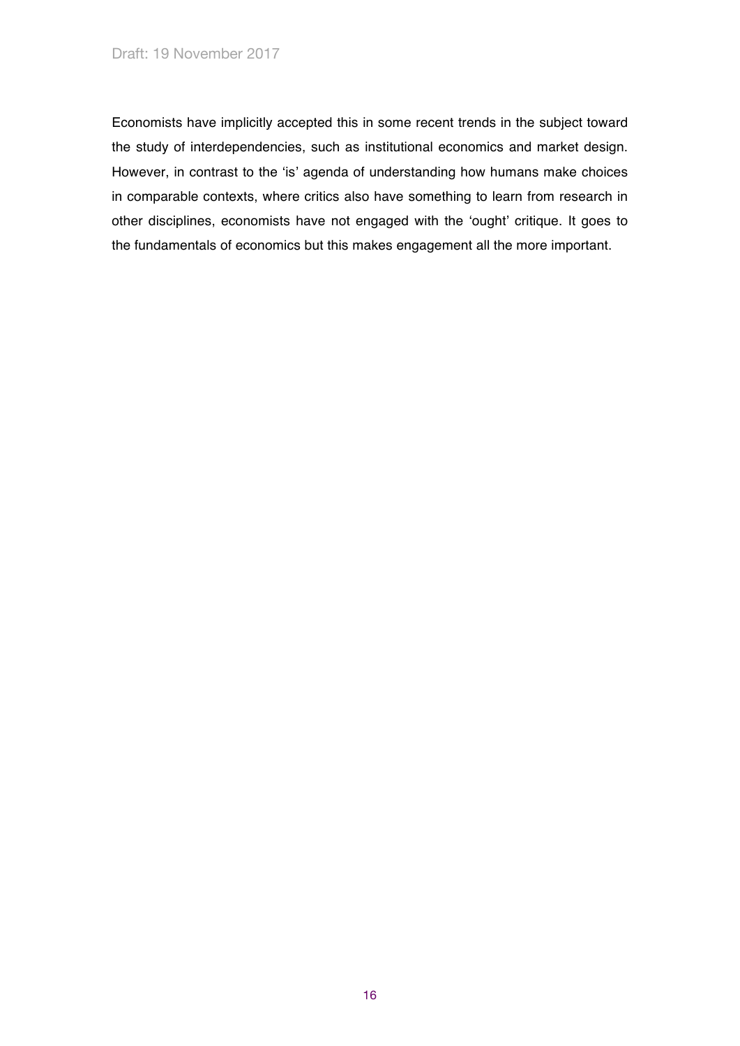Economists have implicitly accepted this in some recent trends in the subject toward the study of interdependencies, such as institutional economics and market design. However, in contrast to the 'is' agenda of understanding how humans make choices in comparable contexts, where critics also have something to learn from research in other disciplines, economists have not engaged with the 'ought' critique. It goes to the fundamentals of economics but this makes engagement all the more important.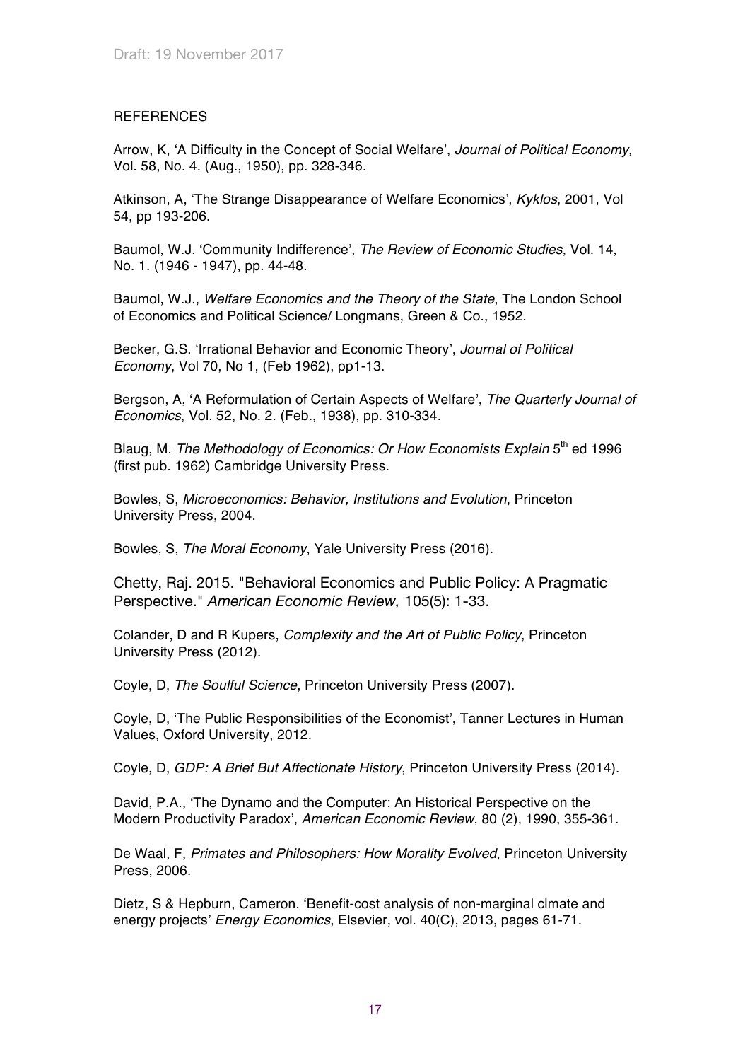REFERENCES

Arrow, K, 'A Difficulty in the Concept of Social Welfare', *Journal of Political Economy,* Vol. 58, No. 4. (Aug., 1950), pp. 328-346.

Atkinson, A, 'The Strange Disappearance of Welfare Economics', *Kyklos*, 2001, Vol 54, pp 193-206.

Baumol, W.J. 'Community Indifference', *The Review of Economic Studies*, Vol. 14, No. 1. (1946 - 1947), pp. 44-48.

Baumol, W.J., *Welfare Economics and the Theory of the State*, The London School of Economics and Political Science/ Longmans, Green & Co., 1952.

Becker, G.S. 'Irrational Behavior and Economic Theory', *Journal of Political Economy*, Vol 70, No 1, (Feb 1962), pp1-13.

Bergson, A, 'A Reformulation of Certain Aspects of Welfare', *The Quarterly Journal of Economics*, Vol. 52, No. 2. (Feb., 1938), pp. 310-334.

Blaug, M. *The Methodology of Economics: Or How Economists Explain* 5th ed 1996 (first pub. 1962) Cambridge University Press.

Bowles, S, *Microeconomics: Behavior, Institutions and Evolution*, Princeton University Press, 2004.

Bowles, S, *The Moral Economy*, Yale University Press (2016).

Chetty, Raj. 2015. "Behavioral Economics and Public Policy: A Pragmatic Perspective." *American Economic Review,* 105(5): 1-33.

Colander, D and R Kupers, *Complexity and the Art of Public Policy*, Princeton University Press (2012).

Coyle, D, *The Soulful Science*, Princeton University Press (2007).

Coyle, D, 'The Public Responsibilities of the Economist', Tanner Lectures in Human Values, Oxford University, 2012.

Coyle, D, *GDP: A Brief But Affectionate History*, Princeton University Press (2014).

David, P.A., 'The Dynamo and the Computer: An Historical Perspective on the Modern Productivity Paradox', *American Economic Review*, 80 (2), 1990, 355-361.

De Waal, F, *Primates and Philosophers: How Morality Evolved*, Princeton University Press, 2006.

Dietz, S & Hepburn, Cameron. 'Benefit-cost analysis of non-marginal clmate and energy projects' *Energy Economics*, Elsevier, vol. 40(C), 2013, pages 61-71.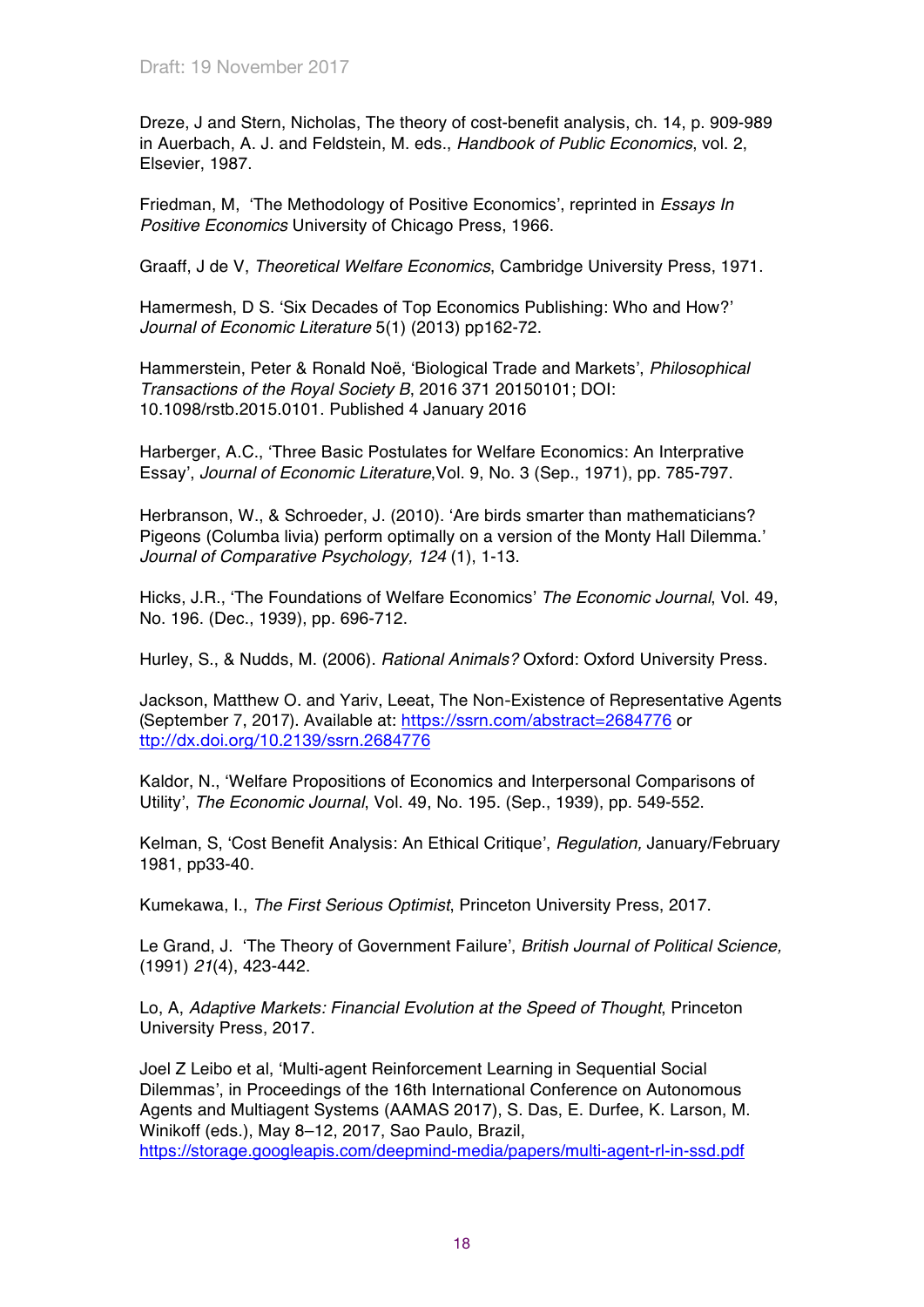Dreze, J and Stern, Nicholas, The theory of cost-benefit analysis, ch. 14, p. 909-989 in Auerbach, A. J. and Feldstein, M. eds., *Handbook of Public Economics*, vol. 2, Elsevier, 1987.

Friedman, M, 'The Methodology of Positive Economics', reprinted in *Essays In Positive Economics* University of Chicago Press, 1966.

Graaff, J de V, *Theoretical Welfare Economics*, Cambridge University Press, 1971.

Hamermesh, D S. 'Six Decades of Top Economics Publishing: Who and How?' *Journal of Economic Literature* 5(1) (2013) pp162-72.

Hammerstein, Peter & Ronald Noë, 'Biological Trade and Markets', *Philosophical Transactions of the Royal Society B*, 2016 371 20150101; DOI: 10.1098/rstb.2015.0101. Published 4 January 2016

Harberger, A.C., 'Three Basic Postulates for Welfare Economics: An Interpretive Essay', *Journal of Economic Literature*,Vol. 9, No. 3 (Sep., 1971), pp. 785-797.

Herbranson, W., & Schroeder, J. (2010). 'Are birds smarter than mathematicians? Pigeons (Columba livia) perform optimally on a version of the Monty Hall Dilemma.' *Journal of Comparative Psychology, 124* (1), 1-13.

Hicks, J.R., 'The Foundations of Welfare Economics' *The Economic Journal*, Vol. 49, No. 196. (Dec., 1939), pp. 696-712.

Hurley, S., & Nudds, M. (2006). *Rational Animals?* Oxford: Oxford University Press.

Jackson, Matthew O. and Yariv, Leeat, The Non-Existence of Representative Agents (September 7, 2017). Available at: https://ssrn.com/abstract=2684776 or ttp://dx.doi.org/10.2139/ssrn.2684776

Kaldor, N., 'Welfare Propositions of Economics and Interpersonal Comparisons of Utility', *The Economic Journal*, Vol. 49, No. 195. (Sep., 1939), pp. 549-552.

Kelman, S, 'Cost Benefit Analysis: An Ethical Critique', *Regulation,* January/February 1981, pp33-40.

Kumekawa, I., *The First Serious Optimist*, Princeton University Press, 2017.

Le Grand, J. 'The Theory of Government Failure', *British Journal of Political Science,* (1991) *21*(4), 423-442.

Lo, A, *Adaptive Markets: Financial Evolution at the Speed of Thought*, Princeton University Press, 2017.

Joel Z Leibo et al, 'Multi-agent Reinforcement Learning in Sequential Social Dilemmas', in Proceedings of the 16th International Conference on Autonomous Agents and Multiagent Systems (AAMAS 2017), S. Das, E. Durfee, K. Larson, M. Winikoff (eds.), May 8–12, 2017, Sao Paulo, Brazil, https://storage.googleapis.com/deepmind-media/papers/multi-agent-rl-in-ssd.pdf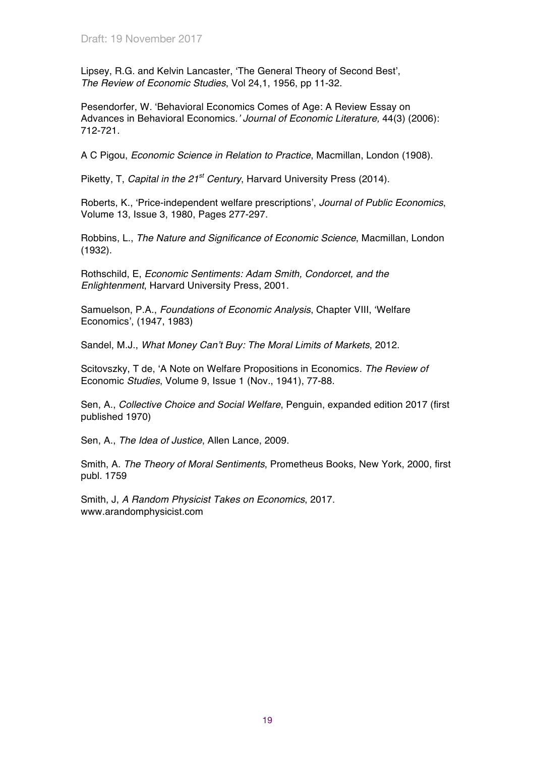Lipsey, R.G. and Kelvin Lancaster, 'The General Theory of Second Best', *The Review of Economic Studies*, Vol 24,1, 1956, pp 11-32.

Pesendorfer, W. 'Behavioral Economics Comes of Age: A Review Essay on Advances in Behavioral Economics.*' Journal of Economic Literature,* 44(3) (2006): 712-721.

A C Pigou, *Economic Science in Relation to Practice*, Macmillan, London (1908).

Piketty, T, *Capital in the 21st Century*, Harvard University Press (2014).

Roberts, K., 'Price-independent welfare prescriptions', *Journal of Public Economics*, Volume 13, Issue 3, 1980, Pages 277-297.

Robbins, L., *The Nature and Significance of Economic Science*, Macmillan, London (1932).

Rothschild, E, *Economic Sentiments: Adam Smith, Condorcet, and the Enlightenment*, Harvard University Press, 2001.

Samuelson, P.A., *Foundations of Economic Analysis*, Chapter VIII, 'Welfare Economics', (1947, 1983)

Sandel, M.J., *What Money Can't Buy: The Moral Limits of Markets*, 2012.

Scitovszky, T de, 'A Note on Welfare Propositions in Economics. *The Review of* Economic *Studies*, Volume 9, Issue 1 (Nov., 1941), 77-88.

Sen, A., *Collective Choice and Social Welfare*, Penguin, expanded edition 2017 (first published 1970)

Sen, A., *The Idea of Justice*, Allen Lance, 2009.

Smith, A. *The Theory of Moral Sentiments*, Prometheus Books, New York, 2000, first publ. 1759

Smith, J, *A Random Physicist Takes on Economics*, 2017. www.arandomphysicist.com